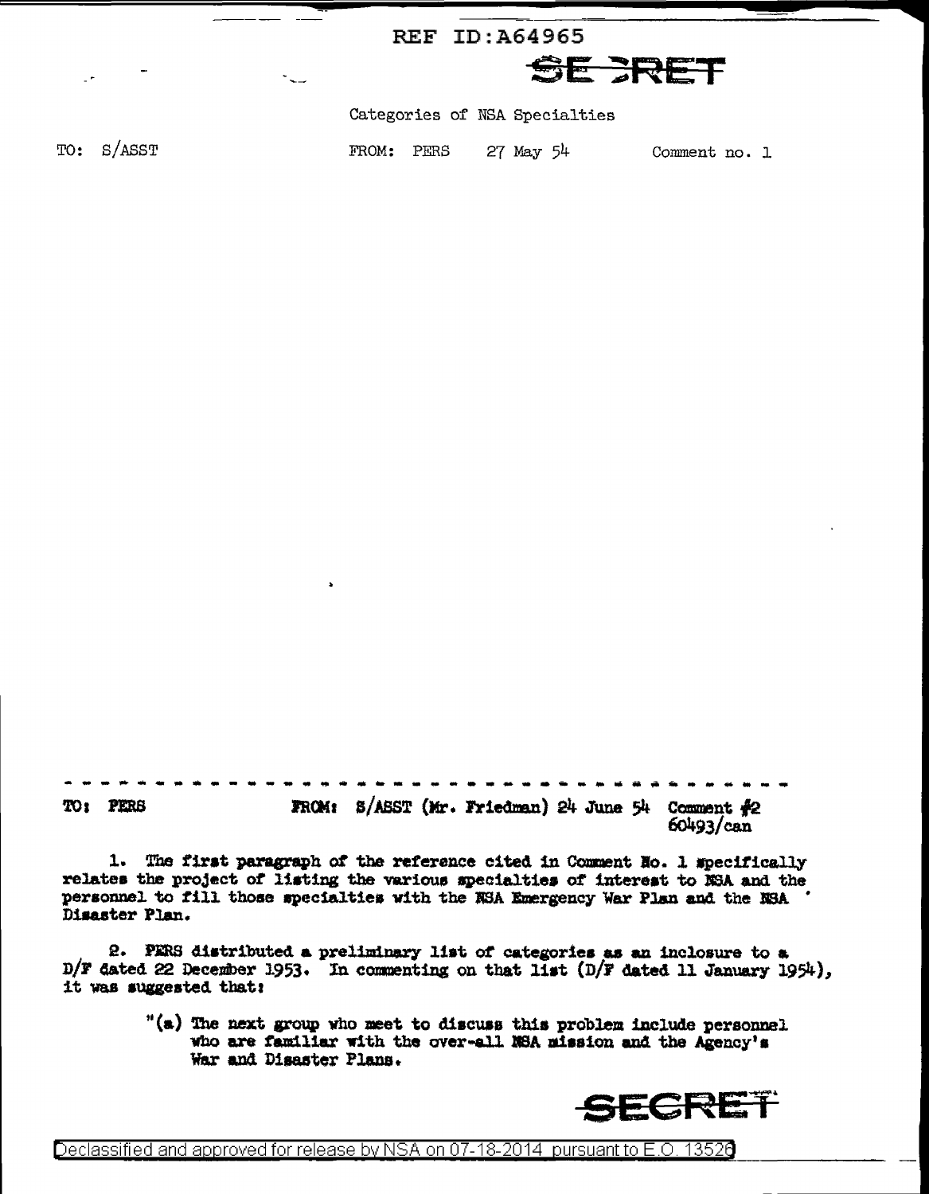REF ID:A64965

SECRET

Categories of NSA Specialties

TO: S/ASST FROM: PERS 27 May 54 Comment no. 1

- - - - - - - - - - - - - - - - - - - - - - - - - - - - - - - - - - - - - - -

TO: PERS FROM: S/ASST (Mr. Friedman) 24 June 54 Comment #2
60493/can

1. The first paragraph of the reference cited in Comment No. 1 specifically relates the project of listing the various specialties of interest to NSA and the personnel to fill those specialties with the NSA Emergency War Plan and the NSA Disaster Plan.

2. PERS distributed a preliminary list of categories as an inclosure to a D/F dated 22 December 1953. In commenting on that list (D/F dated 11 January 1954), it was suggested that:

> "(a) The next group who meet to discuss this problem include personnel who are familiar with the over-all NSA mission and the Agency's War and Disaster Plans.

SECRET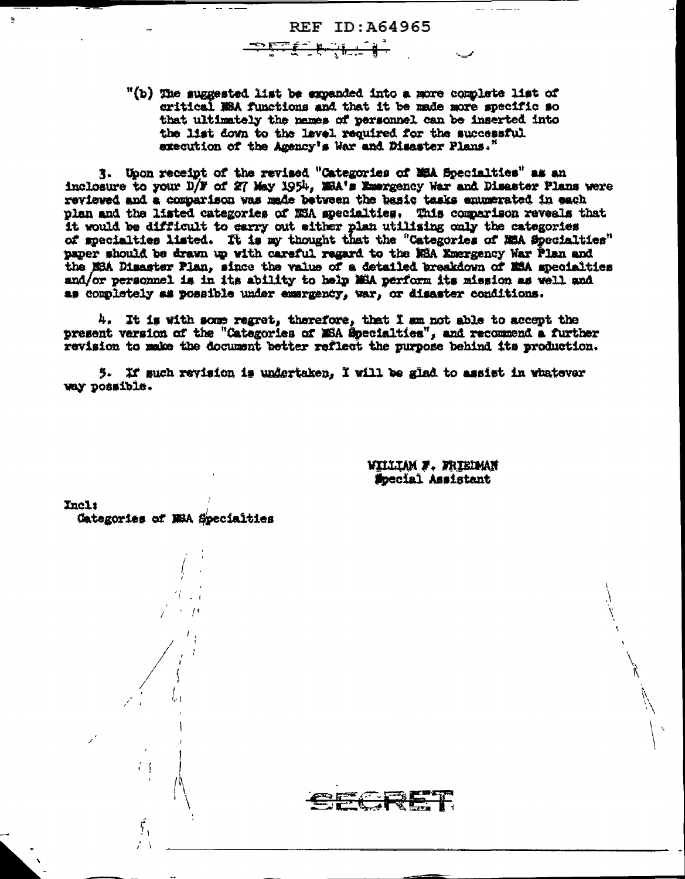"(b) The suggested list be expanded into a more complete list of critical NSA functions and that it be made more specific so that ultimately the names of personnel can be inserted into the list down to the level required for the successful execution of the Agency's War and Disaster Plans."

3. Upon receipt of the revised "Categories of NSA Specialties" as an inclosure to your D/F of 27 May 1954, NSA's Emergency War and Disaster Plans were reviewed and a comparison was made between the basic tasks enumerated in each plan and the listed categories of NSA specialties. This comparison reveals that it would be difficult to carry out either plan utilizing only the categories of specialties listed. It is my thought that the "Categories of NSA Specialties" paper should be drawn up with careful regard to the NSA Emergency War Plan and the NSA Disaster Plan, since the value of a detailed breakdown of NSA specialties and/or personnel is in its ability to help NSA perform its mission as well and as completely as possible under emergency, war, or disaster conditions.

4. It is with some regret, therefore, that I am not able to accept the present version of the "Categories of NSA Specialties", and recommend a further revision to make the document better reflect the purpose behind its production.

5. If such revision is undertaken, I will be glad to assist in whatever way possible.

WILLIAM F. FRIEDMAN
Special Assistant

Incl:
Categories of NSA Specialties

SECRET